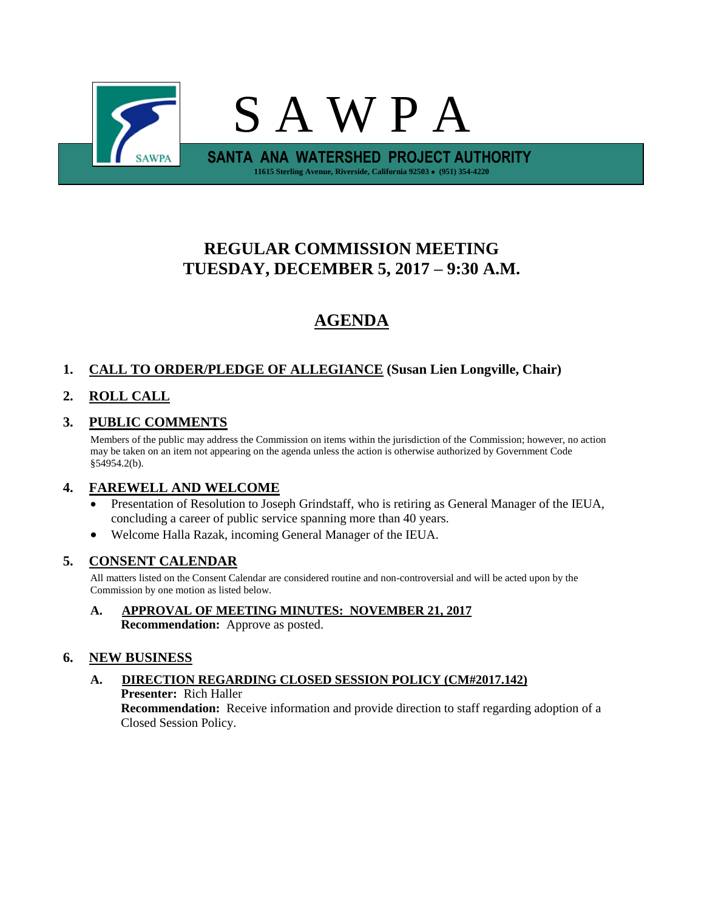# S A W P A

**SANTA ANA WATERSHED PROJECT AUTHORITY**

11615 Sterling Avenue, Riverside, California 92503 • (951) 354-4220

## REGULAR COMMISSION MEETING
## TUESDAY, DECEMBER 5, 2017 – 9:30 A.M.

# AGENDA

**1. CALL TO ORDER/PLEDGE OF ALLEGIANCE (Susan Lien Longville, Chair)**

**2. ROLL CALL**

**3. PUBLIC COMMENTS**

Members of the public may address the Commission on items within the jurisdiction of the Commission; however, no action may be taken on an item not appearing on the agenda unless the action is otherwise authorized by Government Code §54954.2(b).

**4. FAREWELL AND WELCOME**

- Presentation of Resolution to Joseph Grindstaff, who is retiring as General Manager of the IEUA, concluding a career of public service spanning more than 40 years.
- Welcome Halla Razak, incoming General Manager of the IEUA.

**5. CONSENT CALENDAR**

All matters listed on the Consent Calendar are considered routine and non-controversial and will be acted upon by the Commission by one motion as listed below.

**A. APPROVAL OF MEETING MINUTES: NOVEMBER 21, 2017**
**Recommendation:** Approve as posted.

**6. NEW BUSINESS**

**A. DIRECTION REGARDING CLOSED SESSION POLICY (CM#2017.142)**
**Presenter:** Rich Haller
**Recommendation:** Receive information and provide direction to staff regarding adoption of a Closed Session Policy.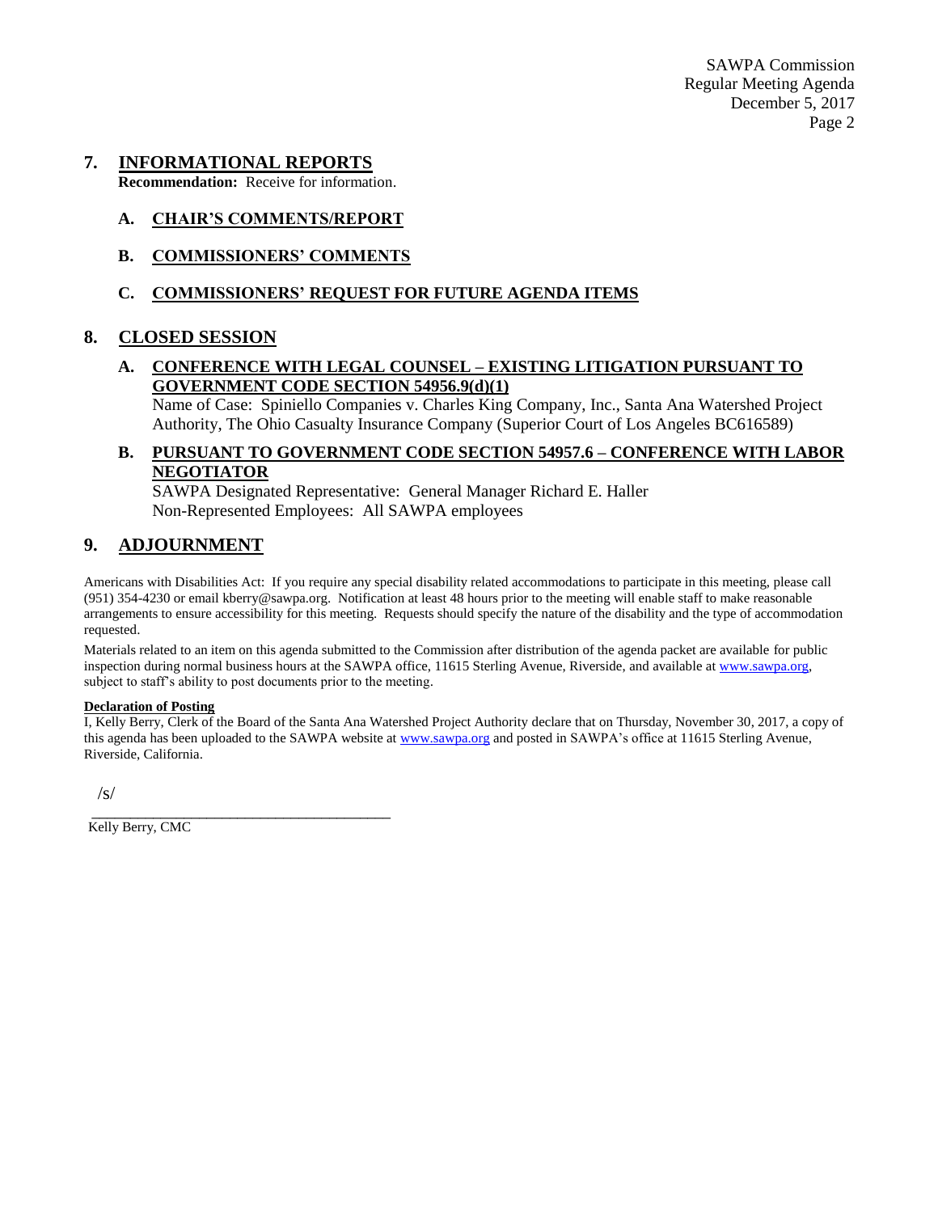## 7. INFORMATIONAL REPORTS

**Recommendation:** Receive for information.

### A. CHAIR'S COMMENTS/REPORT

### B. COMMISSIONERS' COMMENTS

### C. COMMISSIONERS' REQUEST FOR FUTURE AGENDA ITEMS

## 8. CLOSED SESSION

### A. CONFERENCE WITH LEGAL COUNSEL – EXISTING LITIGATION PURSUANT TO GOVERNMENT CODE SECTION 54956.9(d)(1)

Name of Case: Spiniello Companies v. Charles King Company, Inc., Santa Ana Watershed Project Authority, The Ohio Casualty Insurance Company (Superior Court of Los Angeles BC616589)

### B. PURSUANT TO GOVERNMENT CODE SECTION 54957.6 – CONFERENCE WITH LABOR NEGOTIATOR

SAWPA Designated Representative: General Manager Richard E. Haller
Non-Represented Employees: All SAWPA employees

## 9. ADJOURNMENT

Americans with Disabilities Act: If you require any special disability related accommodations to participate in this meeting, please call (951) 354-4230 or email kberry@sawpa.org. Notification at least 48 hours prior to the meeting will enable staff to make reasonable arrangements to ensure accessibility for this meeting. Requests should specify the nature of the disability and the type of accommodation requested.

Materials related to an item on this agenda submitted to the Commission after distribution of the agenda packet are available for public inspection during normal business hours at the SAWPA office, 11615 Sterling Avenue, Riverside, and available at www.sawpa.org, subject to staff's ability to post documents prior to the meeting.

**Declaration of Posting**

I, Kelly Berry, Clerk of the Board of the Santa Ana Watershed Project Authority declare that on Thursday, November 30, 2017, a copy of this agenda has been uploaded to the SAWPA website at www.sawpa.org and posted in SAWPA's office at 11615 Sterling Avenue, Riverside, California.

/s/

\_\_\_\_\_\_\_\_\_\_\_\_\_\_\_\_\_\_\_\_\_\_\_\_\_\_\_\_\_\_\_\_\_\_\_\_\_\_\_\_

Kelly Berry, CMC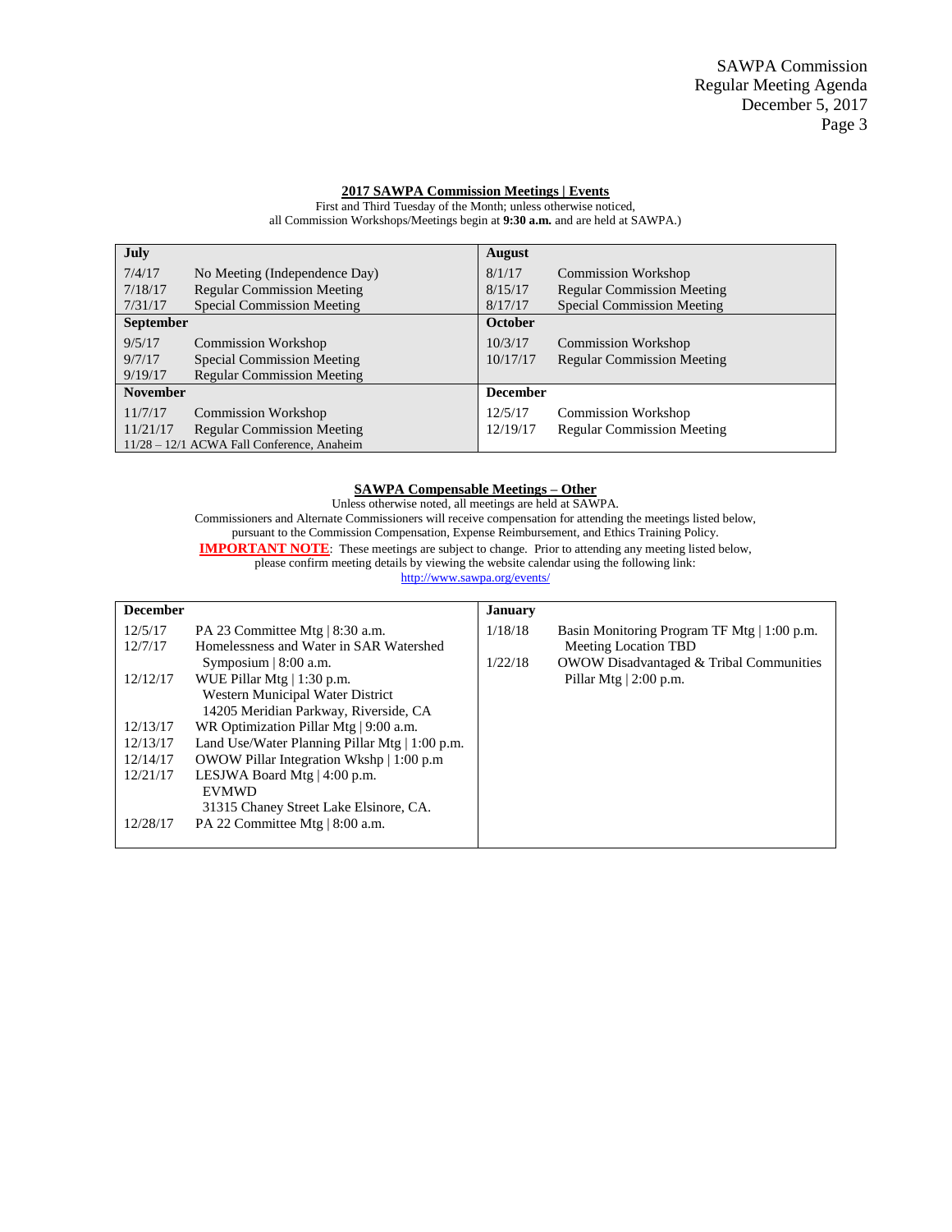## 2017 SAWPA Commission Meetings | Events

First and Third Tuesday of the Month; unless otherwise noticed,
all Commission Workshops/Meetings begin at **9:30 a.m.** and are held at SAWPA.)

| **July** | | **August** | |
|---|---|---|---|
| 7/4/17 | No Meeting (Independence Day) | 8/1/17 | Commission Workshop |
| 7/18/17 | Regular Commission Meeting | 8/15/17 | Regular Commission Meeting |
| 7/31/17 | Special Commission Meeting | 8/17/17 | Special Commission Meeting |
| **September** | | **October** | |
| 9/5/17 | Commission Workshop | 10/3/17 | Commission Workshop |
| 9/7/17 | Special Commission Meeting | 10/17/17 | Regular Commission Meeting |
| 9/19/17 | Regular Commission Meeting | | |
| **November** | | **December** | |
| 11/7/17 | Commission Workshop | 12/5/17 | Commission Workshop |
| 11/21/17 | Regular Commission Meeting | 12/19/17 | Regular Commission Meeting |
| 11/28 – 12/1 ACWA Fall Conference, Anaheim | | | |

## SAWPA Compensable Meetings – Other

Unless otherwise noted, all meetings are held at SAWPA.
Commissioners and Alternate Commissioners will receive compensation for attending the meetings listed below, pursuant to the Commission Compensation, Expense Reimbursement, and Ethics Training Policy.
**IMPORTANT NOTE**: These meetings are subject to change. Prior to attending any meeting listed below, please confirm meeting details by viewing the website calendar using the following link:
http://www.sawpa.org/events/

| **December** | | **January** | |
|---|---|---|---|
| 12/5/17 | PA 23 Committee Mtg \| 8:30 a.m. | 1/18/18 | Basin Monitoring Program TF Mtg \| 1:00 p.m. Meeting Location TBD |
| 12/7/17 | Homelessness and Water in SAR Watershed Symposium \| 8:00 a.m. | 1/22/18 | OWOW Disadvantaged & Tribal Communities Pillar Mtg \| 2:00 p.m. |
| 12/12/17 | WUE Pillar Mtg \| 1:30 p.m. Western Municipal Water District 14205 Meridian Parkway, Riverside, CA | | |
| 12/13/17 | WR Optimization Pillar Mtg \| 9:00 a.m. | | |
| 12/13/17 | Land Use/Water Planning Pillar Mtg \| 1:00 p.m. | | |
| 12/14/17 | OWOW Pillar Integration Wkshp \| 1:00 p.m | | |
| 12/21/17 | LESJWA Board Mtg \| 4:00 p.m. EVMWD 31315 Chaney Street Lake Elsinore, CA. | | |
| 12/28/17 | PA 22 Committee Mtg \| 8:00 a.m. | | |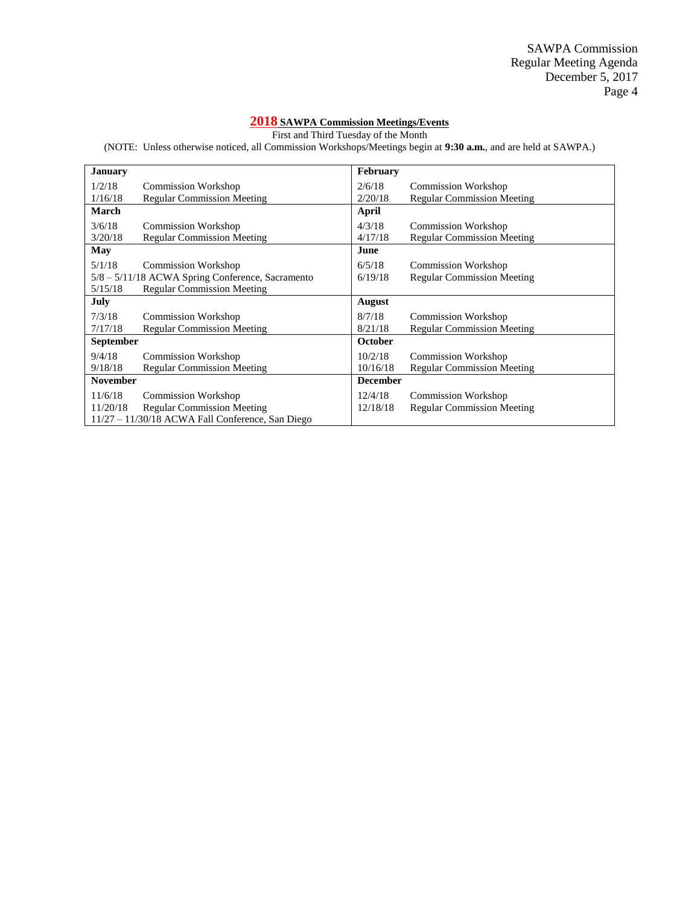## 2018 SAWPA Commission Meetings/Events

First and Third Tuesday of the Month

(NOTE: Unless otherwise noticed, all Commission Workshops/Meetings begin at **9:30 a.m.**, and are held at SAWPA.)

| **January** | | **February** | |
|---|---|---|---|
| 1/2/18 | Commission Workshop | 2/6/18 | Commission Workshop |
| 1/16/18 | Regular Commission Meeting | 2/20/18 | Regular Commission Meeting |
| **March** | | **April** | |
| 3/6/18 | Commission Workshop | 4/3/18 | Commission Workshop |
| 3/20/18 | Regular Commission Meeting | 4/17/18 | Regular Commission Meeting |
| **May** | | **June** | |
| 5/1/18 | Commission Workshop | 6/5/18 | Commission Workshop |
| 5/8 – 5/11/18 | ACWA Spring Conference, Sacramento | 6/19/18 | Regular Commission Meeting |
| 5/15/18 | Regular Commission Meeting | | |
| **July** | | **August** | |
| 7/3/18 | Commission Workshop | 8/7/18 | Commission Workshop |
| 7/17/18 | Regular Commission Meeting | 8/21/18 | Regular Commission Meeting |
| **September** | | **October** | |
| 9/4/18 | Commission Workshop | 10/2/18 | Commission Workshop |
| 9/18/18 | Regular Commission Meeting | 10/16/18 | Regular Commission Meeting |
| **November** | | **December** | |
| 11/6/18 | Commission Workshop | 12/4/18 | Commission Workshop |
| 11/20/18 | Regular Commission Meeting | 12/18/18 | Regular Commission Meeting |
| 11/27 – 11/30/18 | ACWA Fall Conference, San Diego | | |